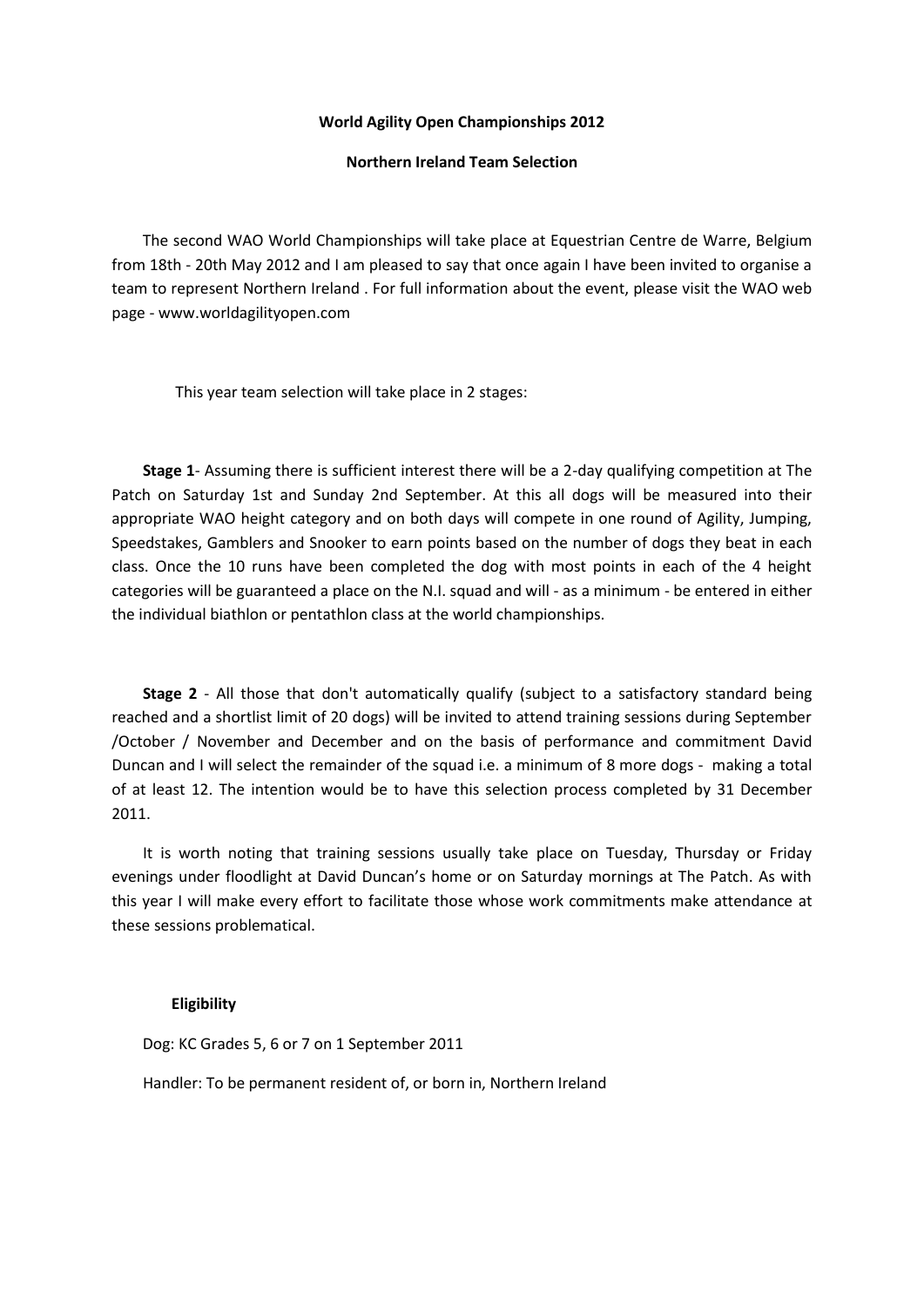**World Agility Open Championships 2012**

**Northern Ireland Team Selection**

The second WAO World Championships will take place at Equestrian Centre de Warre, Belgium from 18th - 20th May 2012 and I am pleased to say that once again I have been invited to organise a team to represent Northern Ireland . For full information about the event, please visit the WAO web page - www.worldagilityopen.com

This year team selection will take place in 2 stages:

**Stage 1**- Assuming there is sufficient interest there will be a 2-day qualifying competition at The Patch on Saturday 1st and Sunday 2nd September. At this all dogs will be measured into their appropriate WAO height category and on both days will compete in one round of Agility, Jumping, Speedstakes, Gamblers and Snooker to earn points based on the number of dogs they beat in each class. Once the 10 runs have been completed the dog with most points in each of the 4 height categories will be guaranteed a place on the N.I. squad and will - as a minimum - be entered in either the individual biathlon or pentathlon class at the world championships.

**Stage 2** - All those that don't automatically qualify (subject to a satisfactory standard being reached and a shortlist limit of 20 dogs) will be invited to attend training sessions during September /October / November and December and on the basis of performance and commitment David Duncan and I will select the remainder of the squad i.e. a minimum of 8 more dogs - making a total of at least 12. The intention would be to have this selection process completed by 31 December 2011.

It is worth noting that training sessions usually take place on Tuesday, Thursday or Friday evenings under floodlight at David Duncan's home or on Saturday mornings at The Patch. As with this year I will make every effort to facilitate those whose work commitments make attendance at these sessions problematical.

**Eligibility**

Dog: KC Grades 5, 6 or 7 on 1 September 2011

Handler: To be permanent resident of, or born in, Northern Ireland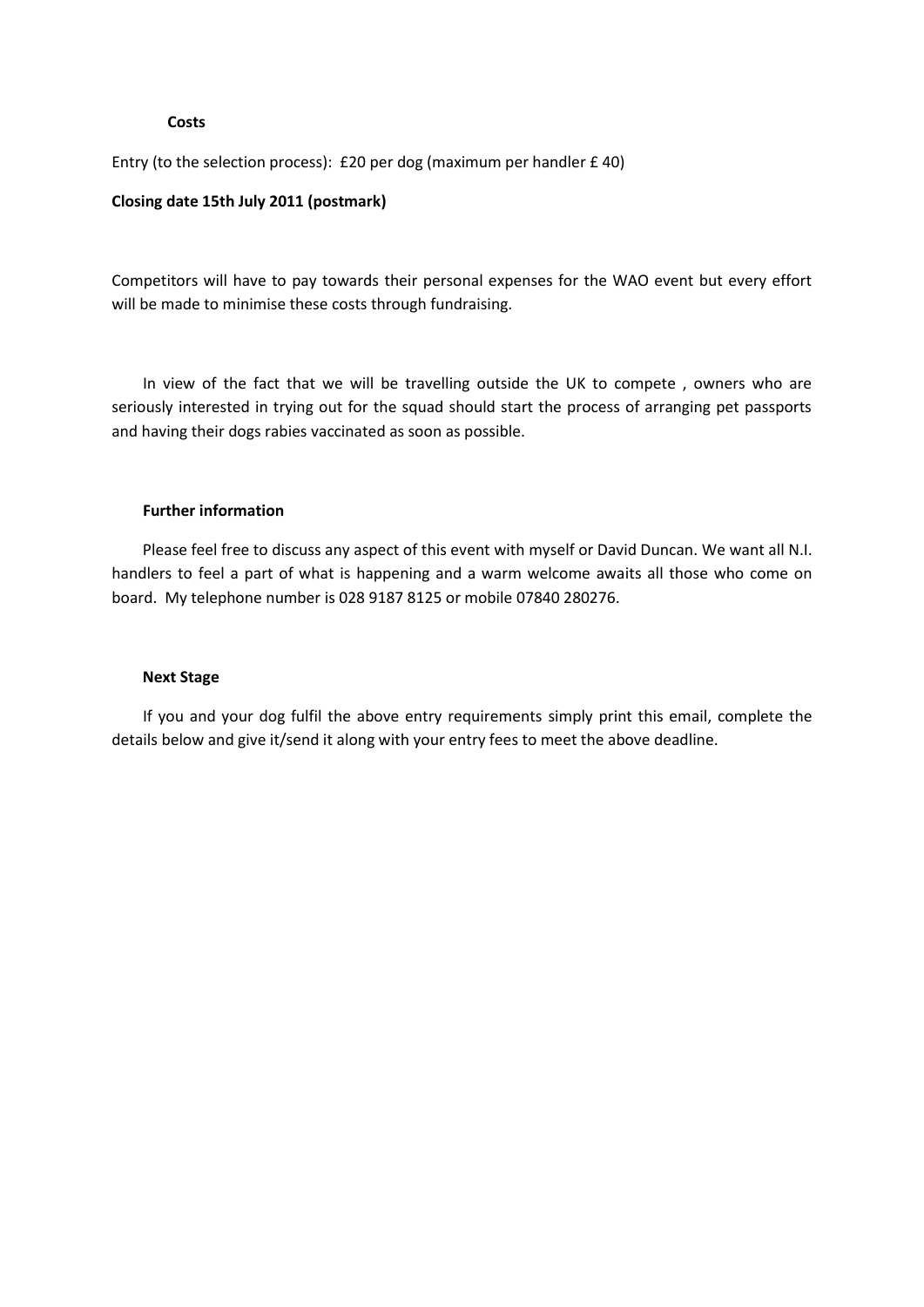**Costs**

Entry (to the selection process): £20 per dog (maximum per handler £ 40)

**Closing date 15th July 2011 (postmark)**

Competitors will have to pay towards their personal expenses for the WAO event but every effort will be made to minimise these costs through fundraising.

In view of the fact that we will be travelling outside the UK to compete , owners who are seriously interested in trying out for the squad should start the process of arranging pet passports and having their dogs rabies vaccinated as soon as possible.

**Further information**

Please feel free to discuss any aspect of this event with myself or David Duncan. We want all N.I. handlers to feel a part of what is happening and a warm welcome awaits all those who come on board. My telephone number is 028 9187 8125 or mobile 07840 280276.

**Next Stage**

If you and your dog fulfil the above entry requirements simply print this email, complete the details below and give it/send it along with your entry fees to meet the above deadline.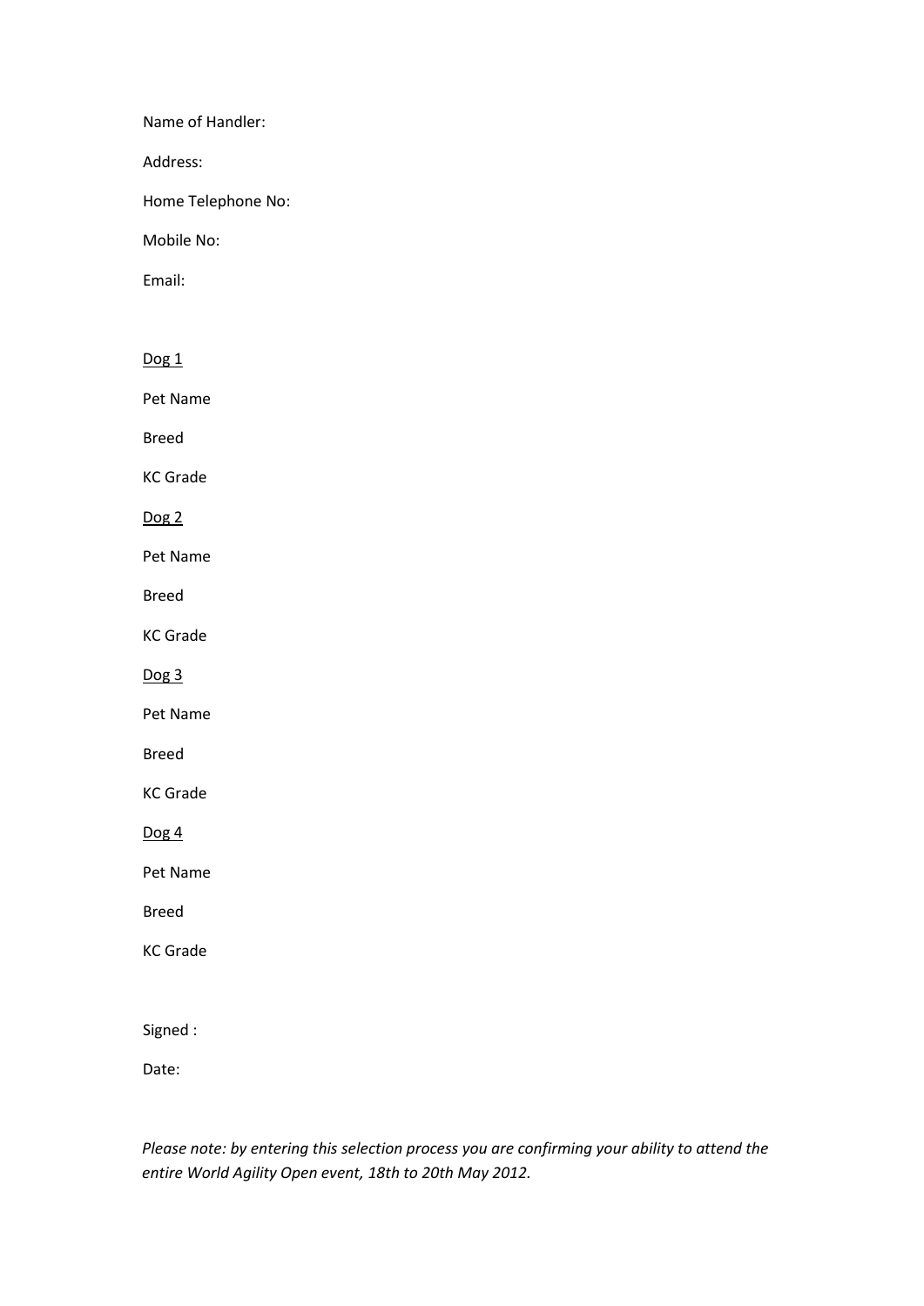Name of Handler:

Address:

Home Telephone No:

Mobile No:

Email:

<u>Dog 1</u>

Pet Name

Breed

KC Grade

<u>Dog 2</u>

Pet Name

Breed

KC Grade

<u>Dog 3</u>

Pet Name

Breed

KC Grade

<u>Dog 4</u>

Pet Name

Breed

KC Grade

Signed :

Date:

*Please note: by entering this selection process you are confirming your ability to attend the entire World Agility Open event, 18th to 20th May 2012.*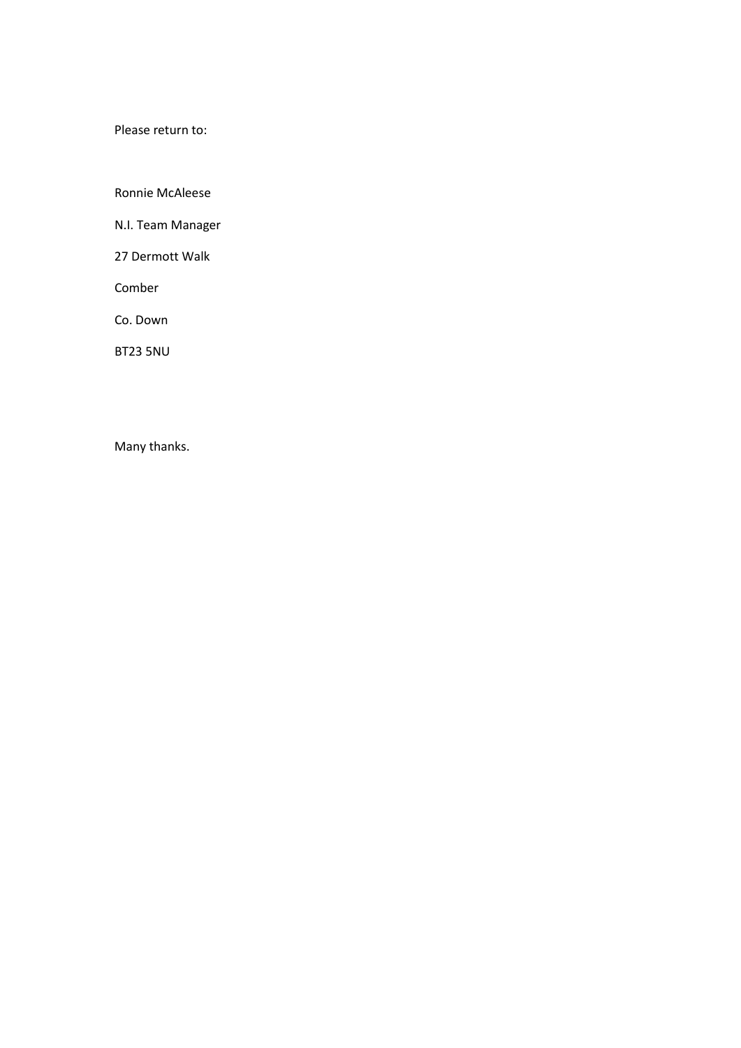Please return to:

Ronnie McAleese

N.I. Team Manager

27 Dermott Walk

Comber

Co. Down

BT23 5NU

Many thanks.